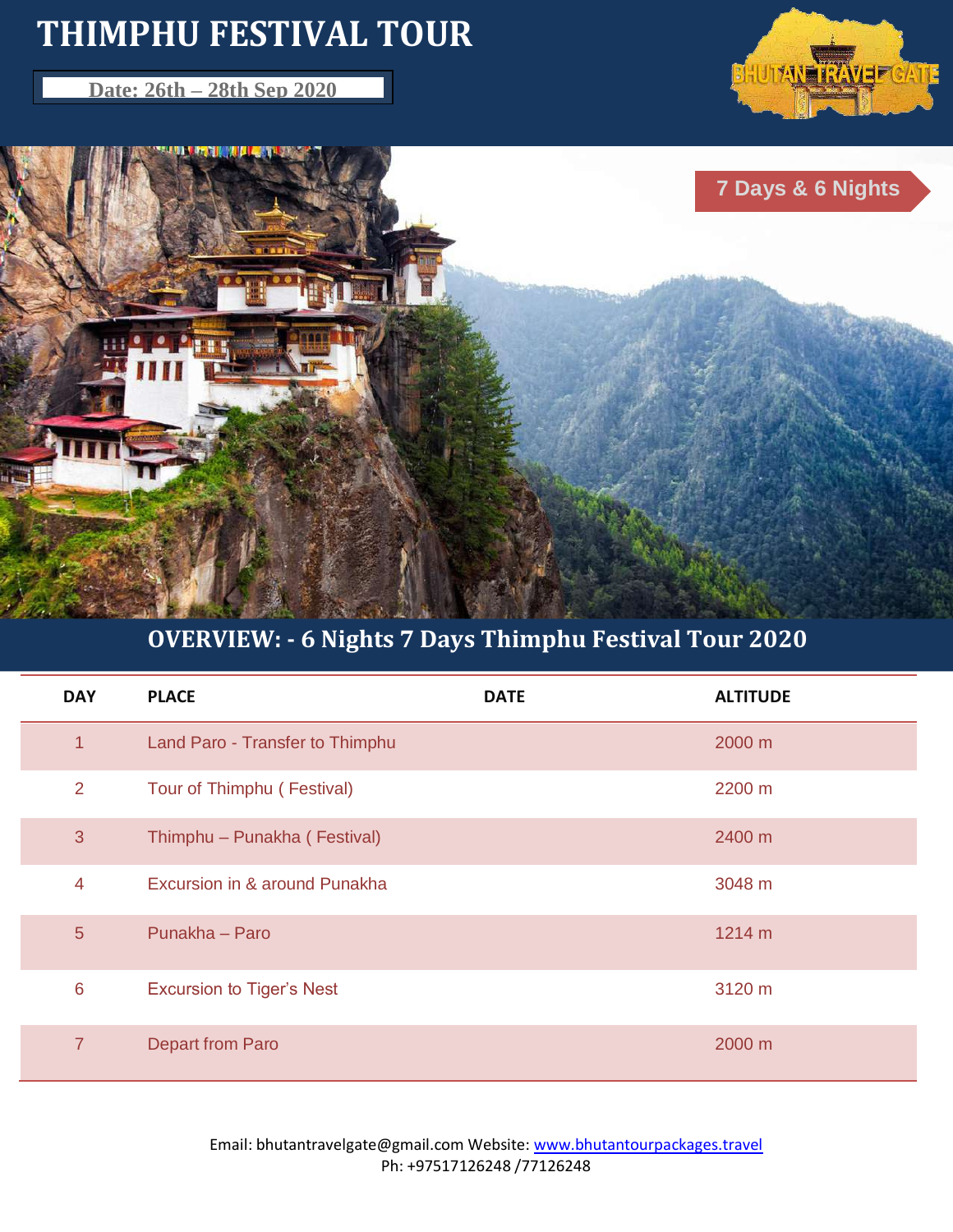# THIMPHU FESTIVAL TOUR

**Date: 26th – 28th Sep 2020**

BHUTAN TRAVEL GATE

7 Days & 6 Nights

## OVERVIEW: - 6 Nights 7 Days Thimphu Festival Tour 2020

| DAY | PLACE | DATE | ALTITUDE |
|---|---|---|---|
| 1 | Land Paro - Transfer to Thimphu | | 2000 m |
| 2 | Tour of Thimphu ( Festival) | | 2200 m |
| 3 | Thimphu – Punakha ( Festival) | | 2400 m |
| 4 | Excursion in & around Punakha | | 3048 m |
| 5 | Punakha – Paro | | 1214 m |
| 6 | Excursion to Tiger's Nest | | 3120 m |
| 7 | Depart from Paro | | 2000 m |

Email: bhutantravelgate@gmail.com Website: [www.bhutantourpackages.travel](http://www.bhutantourpackages.travel)
Ph: +97517126248 /77126248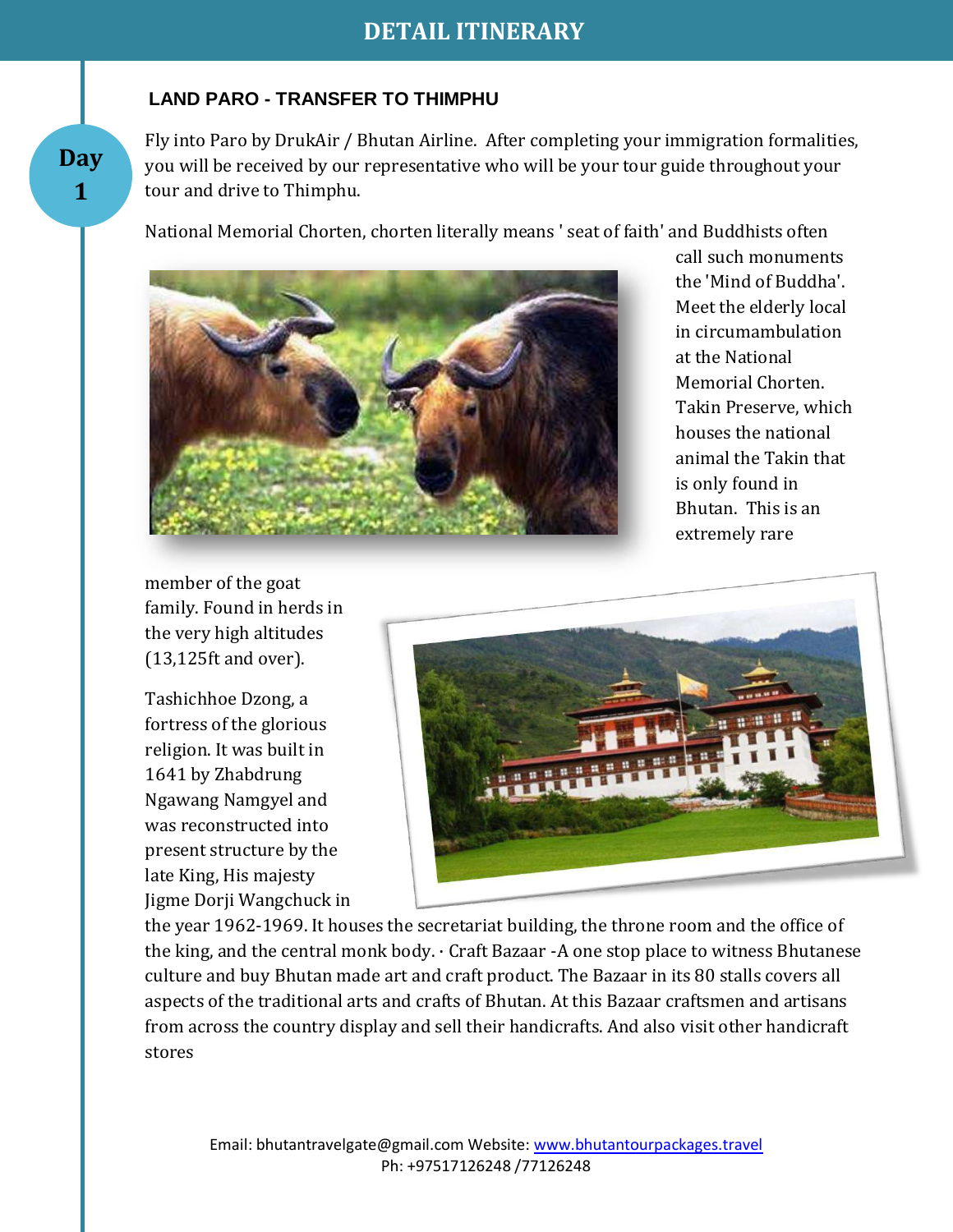# DETAIL ITINERARY

## Day 1

### LAND PARO - TRANSFER TO THIMPHU

Fly into Paro by DrukAir / Bhutan Airline. After completing your immigration formalities, you will be received by our representative who will be your tour guide throughout your tour and drive to Thimphu.

National Memorial Chorten, chorten literally means ' seat of faith' and Buddhists often call such monuments the 'Mind of Buddha'. Meet the elderly local in circumambulation at the National Memorial Chorten. Takin Preserve, which houses the national animal the Takin that is only found in Bhutan. This is an extremely rare member of the goat family. Found in herds in the very high altitudes (13,125ft and over).

Tashichhoe Dzong, a fortress of the glorious religion. It was built in 1641 by Zhabdrung Ngawang Namgyel and was reconstructed into present structure by the late King, His majesty Jigme Dorji Wangchuck in the year 1962-1969. It houses the secretariat building, the throne room and the office of the king, and the central monk body. · Craft Bazaar -A one stop place to witness Bhutanese culture and buy Bhutan made art and craft product. The Bazaar in its 80 stalls covers all aspects of the traditional arts and crafts of Bhutan. At this Bazaar craftsmen and artisans from across the country display and sell their handicrafts. And also visit other handicraft stores

Email: bhutantravelgate@gmail.com Website: www.bhutantourpackages.travel
Ph: +97517126248 /77126248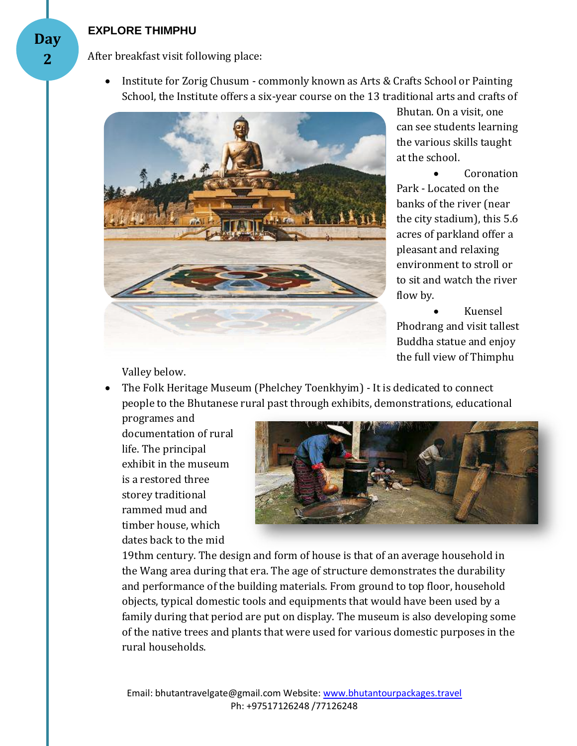## Day 2

### EXPLORE THIMPHU

After breakfast visit following place:

- Institute for Zorig Chusum - commonly known as Arts & Crafts School or Painting School, the Institute offers a six-year course on the 13 traditional arts and crafts of Bhutan. On a visit, one can see students learning the various skills taught at the school.
- Coronation Park - Located on the banks of the river (near the city stadium), this 5.6 acres of parkland offer a pleasant and relaxing environment to stroll or to sit and watch the river flow by.
- Kuensel Phodrang and visit tallest Buddha statue and enjoy the full view of Thimphu Valley below.
- The Folk Heritage Museum (Phelchey Toenkhyim) - It is dedicated to connect people to the Bhutanese rural past through exhibits, demonstrations, educational programes and documentation of rural life. The principal exhibit in the museum is a restored three storey traditional rammed mud and timber house, which dates back to the mid 19thm century. The design and form of house is that of an average household in the Wang area during that era. The age of structure demonstrates the durability and performance of the building materials. From ground to top floor, household objects, typical domestic tools and equipments that would have been used by a family during that period are put on display. The museum is also developing some of the native trees and plants that were used for various domestic purposes in the rural households.

Email: bhutantravelgate@gmail.com Website: www.bhutantourpackages.travel
Ph: +97517126248 /77126248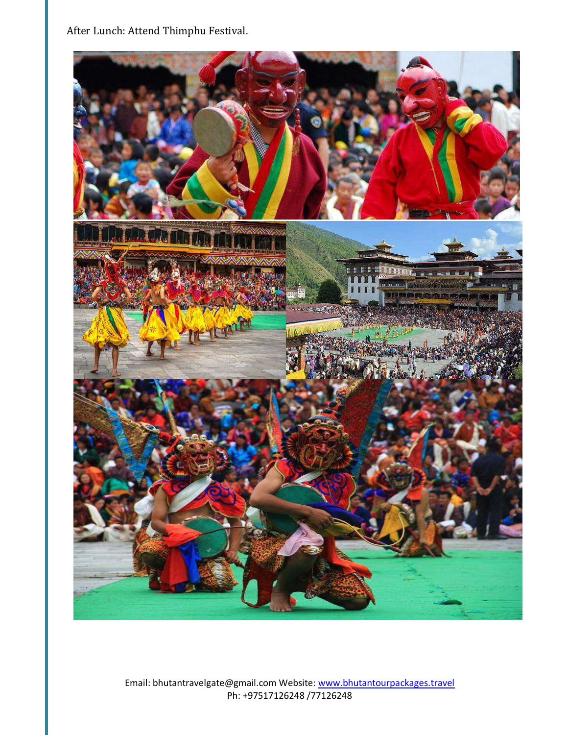After Lunch: Attend Thimphu Festival.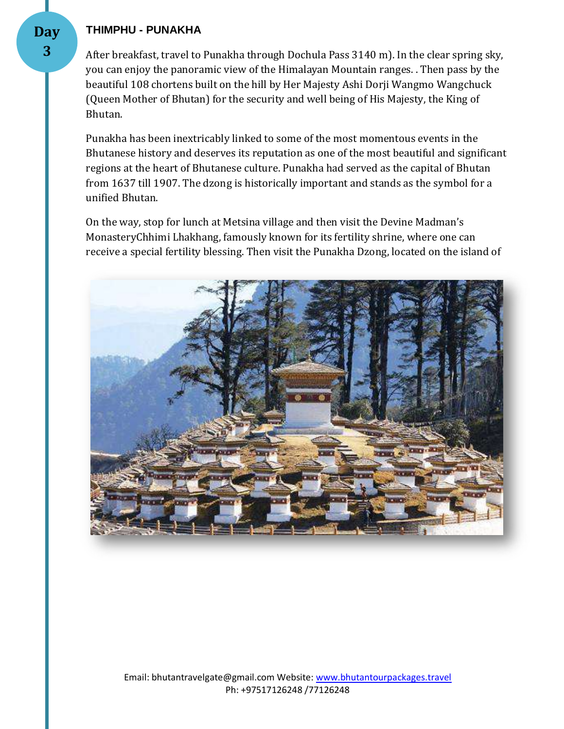Day 3

## THIMPHU - PUNAKHA

After breakfast, travel to Punakha through Dochula Pass 3140 m). In the clear spring sky, you can enjoy the panoramic view of the Himalayan Mountain ranges. . Then pass by the beautiful 108 chortens built on the hill by Her Majesty Ashi Dorji Wangmo Wangchuck (Queen Mother of Bhutan) for the security and well being of His Majesty, the King of Bhutan.

Punakha has been inextricably linked to some of the most momentous events in the Bhutanese history and deserves its reputation as one of the most beautiful and significant regions at the heart of Bhutanese culture. Punakha had served as the capital of Bhutan from 1637 till 1907. The dzong is historically important and stands as the symbol for a unified Bhutan.

On the way, stop for lunch at Metsina village and then visit the Devine Madman's MonasteryChhimi Lhakhang, famously known for its fertility shrine, where one can receive a special fertility blessing. Then visit the Punakha Dzong, located on the island of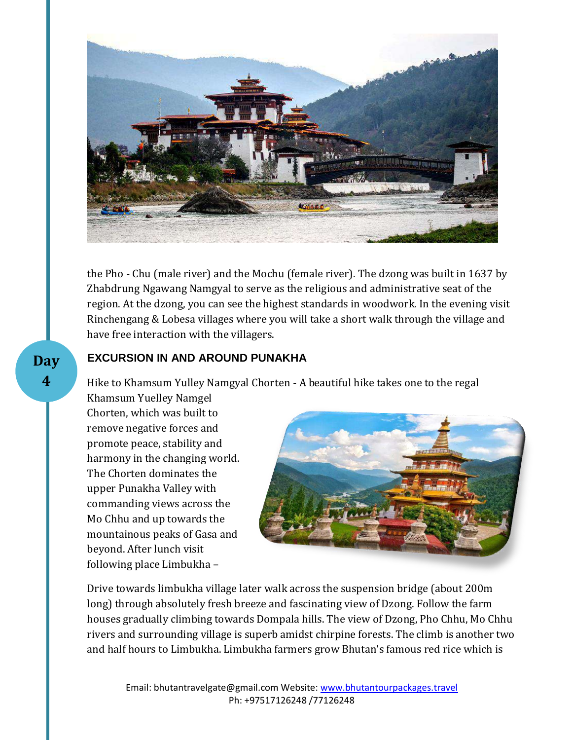the Pho - Chu (male river) and the Mochu (female river). The dzong was built in 1637 by Zhabdrung Ngawang Namgyal to serve as the religious and administrative seat of the region. At the dzong, you can see the highest standards in woodwork. In the evening visit Rinchengang & Lobesa villages where you will take a short walk through the village and have free interaction with the villagers.

**Day 4**

## EXCURSION IN AND AROUND PUNAKHA

Hike to Khamsum Yulley Namgyal Chorten - A beautiful hike takes one to the regal Khamsum Yuelley Namgel Chorten, which was built to remove negative forces and promote peace, stability and harmony in the changing world. The Chorten dominates the upper Punakha Valley with commanding views across the Mo Chhu and up towards the mountainous peaks of Gasa and beyond. After lunch visit following place Limbukha –

Drive towards limbukha village later walk across the suspension bridge (about 200m long) through absolutely fresh breeze and fascinating view of Dzong. Follow the farm houses gradually climbing towards Dompala hills. The view of Dzong, Pho Chhu, Mo Chhu rivers and surrounding village is superb amidst chirpine forests. The climb is another two and half hours to Limbukha. Limbukha farmers grow Bhutan's famous red rice which is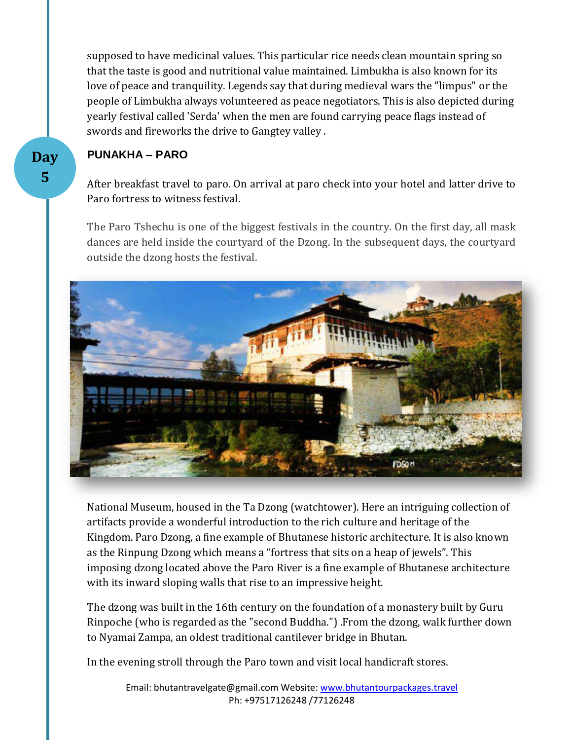supposed to have medicinal values. This particular rice needs clean mountain spring so that the taste is good and nutritional value maintained. Limbukha is also known for its love of peace and tranquility. Legends say that during medieval wars the "limpus" or the people of Limbukha always volunteered as peace negotiators. This is also depicted during yearly festival called 'Serda' when the men are found carrying peace flags instead of swords and fireworks the drive to Gangtey valley .

## Day 5

### PUNAKHA – PARO

After breakfast travel to paro. On arrival at paro check into your hotel and latter drive to Paro fortress to witness festival.

The Paro Tshechu is one of the biggest festivals in the country. On the first day, all mask dances are held inside the courtyard of the Dzong. In the subsequent days, the courtyard outside the dzong hosts the festival.

National Museum, housed in the Ta Dzong (watchtower). Here an intriguing collection of artifacts provide a wonderful introduction to the rich culture and heritage of the Kingdom. Paro Dzong, a fine example of Bhutanese historic architecture. It is also known as the Rinpung Dzong which means a “fortress that sits on a heap of jewels”. This imposing dzong located above the Paro River is a fine example of Bhutanese architecture with its inward sloping walls that rise to an impressive height.

The dzong was built in the 16th century on the foundation of a monastery built by Guru Rinpoche (who is regarded as the "second Buddha.") .From the dzong, walk further down to Nyamai Zampa, an oldest traditional cantilever bridge in Bhutan.

In the evening stroll through the Paro town and visit local handicraft stores.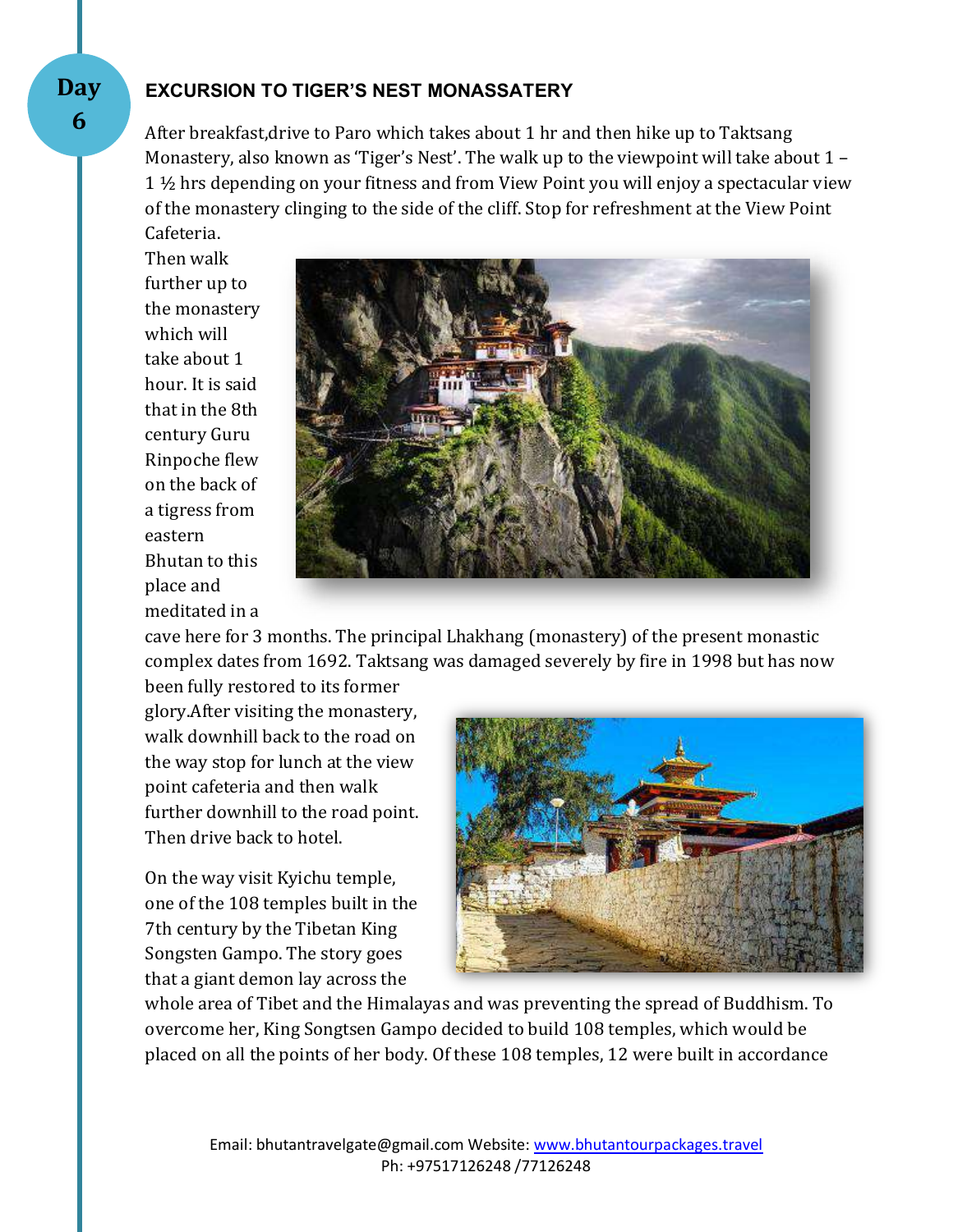**Day 6**

### EXCURSION TO TIGER'S NEST MONASSATERY

After breakfast,drive to Paro which takes about 1 hr and then hike up to Taktsang Monastery, also known as 'Tiger's Nest'. The walk up to the viewpoint will take about 1 – 1 ½ hrs depending on your fitness and from View Point you will enjoy a spectacular view of the monastery clinging to the side of the cliff. Stop for refreshment at the View Point Cafeteria.

Then walk further up to the monastery which will take about 1 hour. It is said that in the 8th century Guru Rinpoche flew on the back of a tigress from eastern Bhutan to this place and meditated in a cave here for 3 months. The principal Lhakhang (monastery) of the present monastic complex dates from 1692. Taktsang was damaged severely by fire in 1998 but has now been fully restored to its former glory.After visiting the monastery, walk downhill back to the road on the way stop for lunch at the view point cafeteria and then walk further downhill to the road point. Then drive back to hotel.

On the way visit Kyichu temple, one of the 108 temples built in the 7th century by the Tibetan King Songsten Gampo. The story goes that a giant demon lay across the whole area of Tibet and the Himalayas and was preventing the spread of Buddhism. To overcome her, King Songtsen Gampo decided to build 108 temples, which would be placed on all the points of her body. Of these 108 temples, 12 were built in accordance

Email: bhutantravelgate@gmail.com Website: www.bhutantourpackages.travel
Ph: +97517126248 /77126248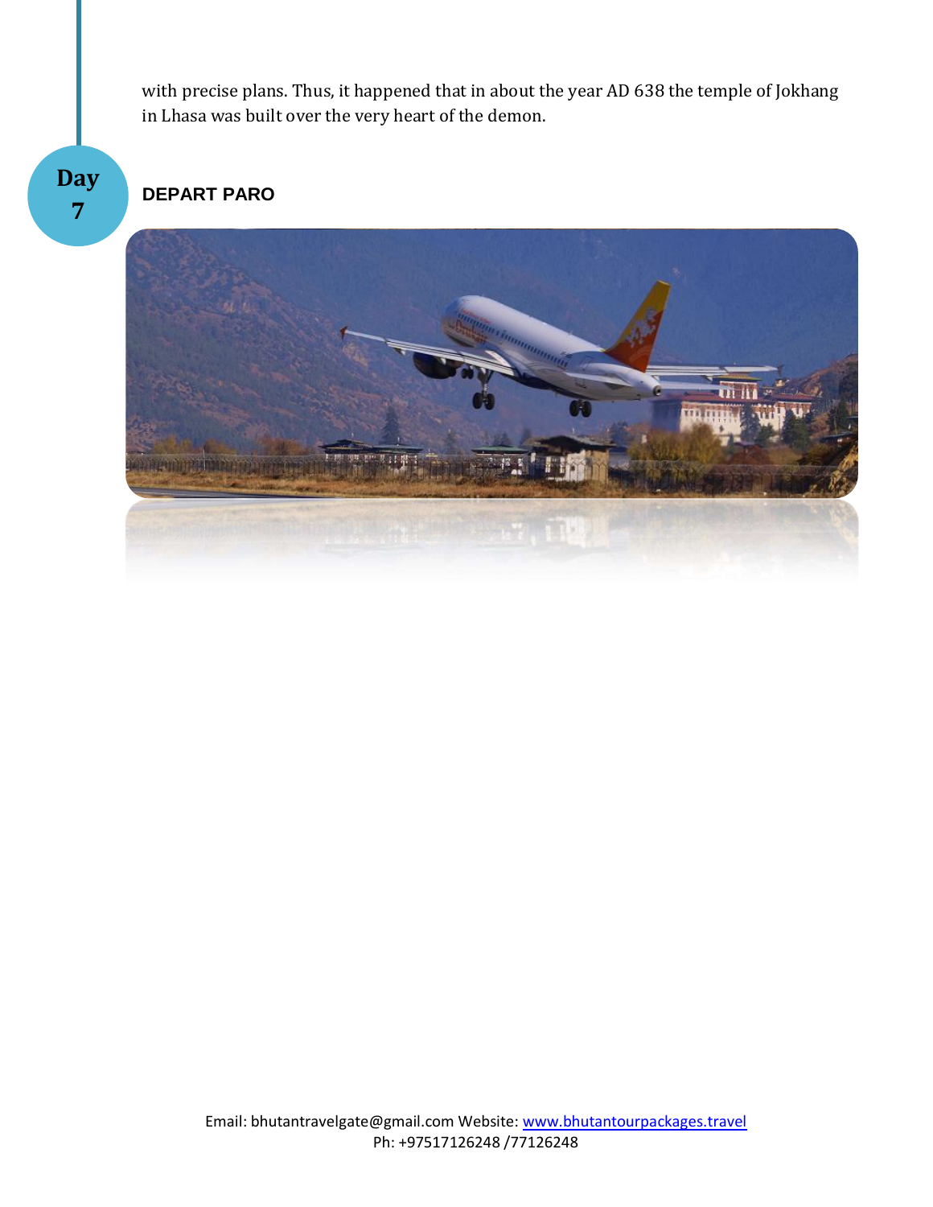with precise plans. Thus, it happened that in about the year AD 638 the temple of Jokhang in Lhasa was built over the very heart of the demon.

## Day 7

**DEPART PARO**